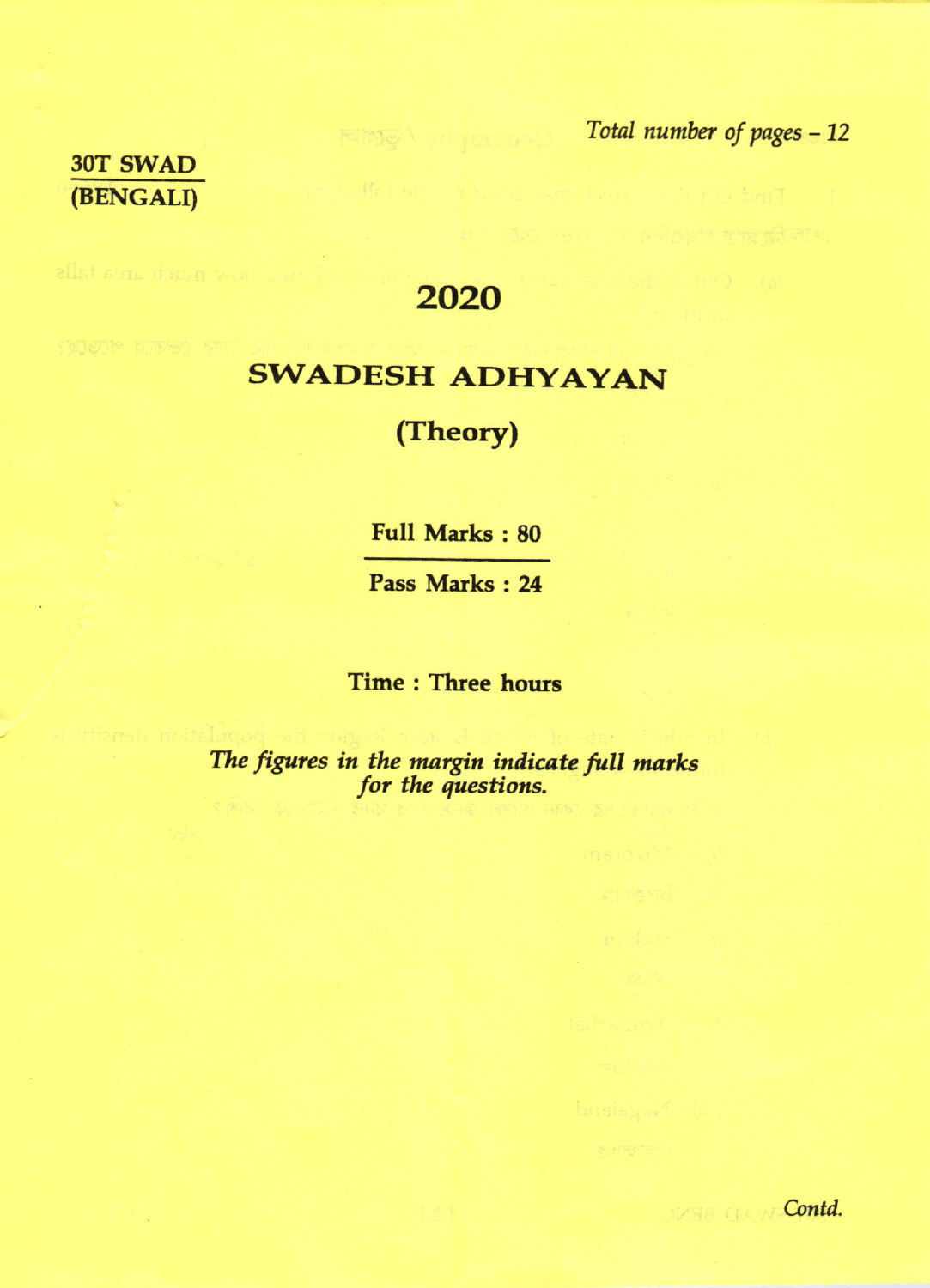Total number of pages – 12

**30T SWAD**
**(BENGALI)**

# 2020

## SWADESH ADHYAYAN

### (Theory)

**Full Marks : 80**

**Pass Marks : 24**

**Time : Three hours**

*The figures in the margin indicate full marks for the questions.*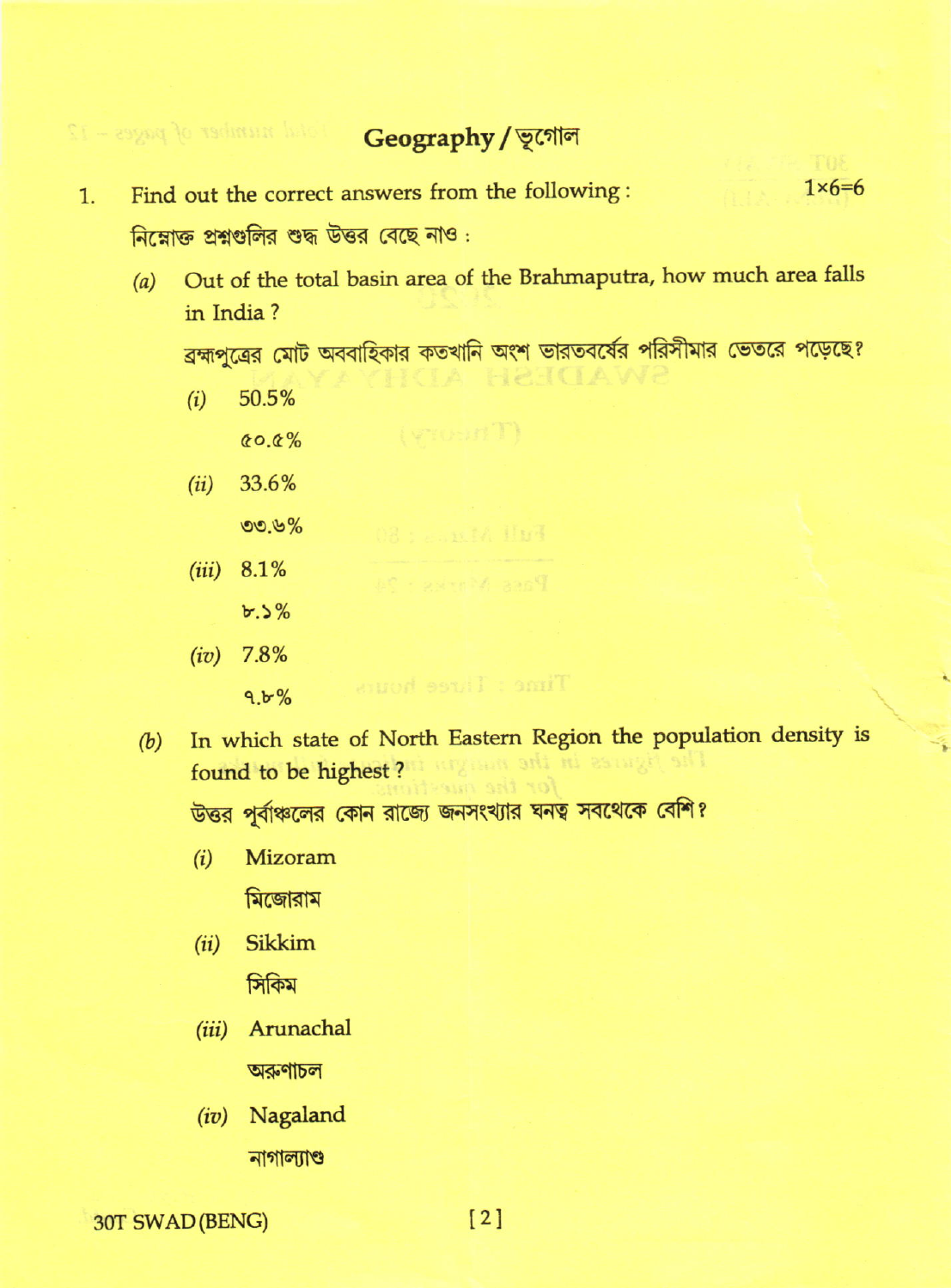## Geography / ভূগোল

1. Find out the correct answers from the following : 1×6=6

নিম্নোক্ত প্রশ্নগুলির শুদ্ধ উত্তর বেছে নাও :

*(a)* Out of the total basin area of the Brahmaputra, how much area falls in India ?

ব্রহ্মপুত্রের মোট অববাহিকার কতখানি অংশ ভারতবর্ষের পরিসীমার ভেতরে পড়েছে?

*(i)* 50.5%

৫০.৫%

*(ii)* 33.6%

৩৩.৬%

*(iii)* 8.1%

৮.১%

*(iv)* 7.8%

৭.৮%

*(b)* In which state of North Eastern Region the population density is found to be highest ?

উত্তর পূর্বাঞ্চলের কোন রাজ্যে জনসংখ্যার ঘনত্ব সবথেকে বেশি?

*(i)* Mizoram

মিজোরাম

*(ii)* Sikkim

সিকিম

*(iii)* Arunachal

অরুণাচল

*(iv)* Nagaland

নাগাল্যান্ড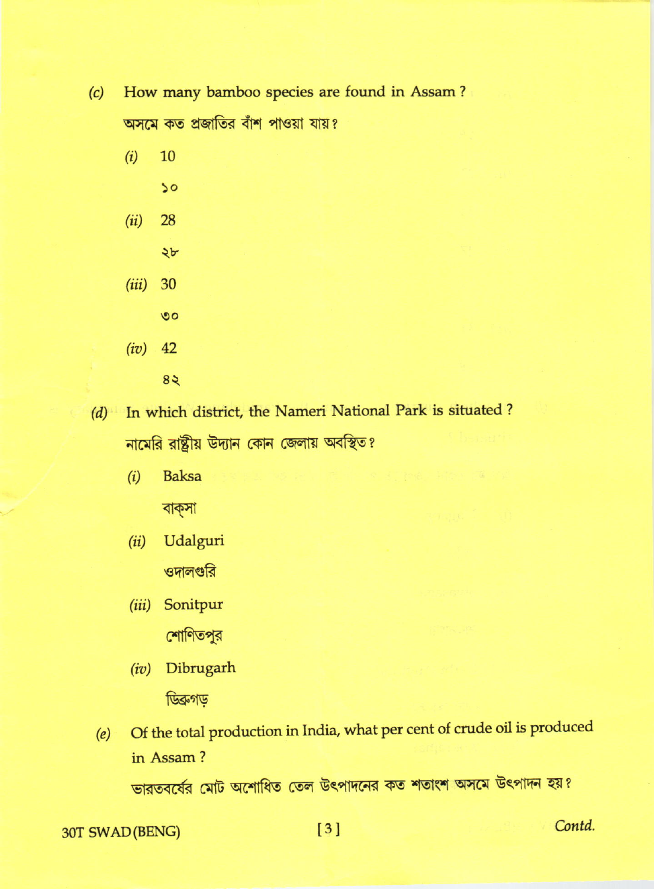(c) How many bamboo species are found in Assam ?

অসমে কত প্রজাতির বাঁশ পাওয়া যায়?

(i) 10

১০

(ii) 28

২৮

(iii) 30

৩০

(iv) 42

৪২

(d) In which district, the Nameri National Park is situated ?

নামেরি রাষ্ট্রীয় উদ্যান কোন জেলায় অবস্থিত?

(i) Baksa

বাক্সা

(ii) Udalguri

ওদালগুরি

(iii) Sonitpur

শোণিতপুর

(iv) Dibrugarh

ডিব্রুগড়

(e) Of the total production in India, what per cent of crude oil is produced in Assam ?

ভারতবর্ষের মোট অশোধিত তেল উৎপাদনের কত শতাংশ অসমে উৎপাদন হয়?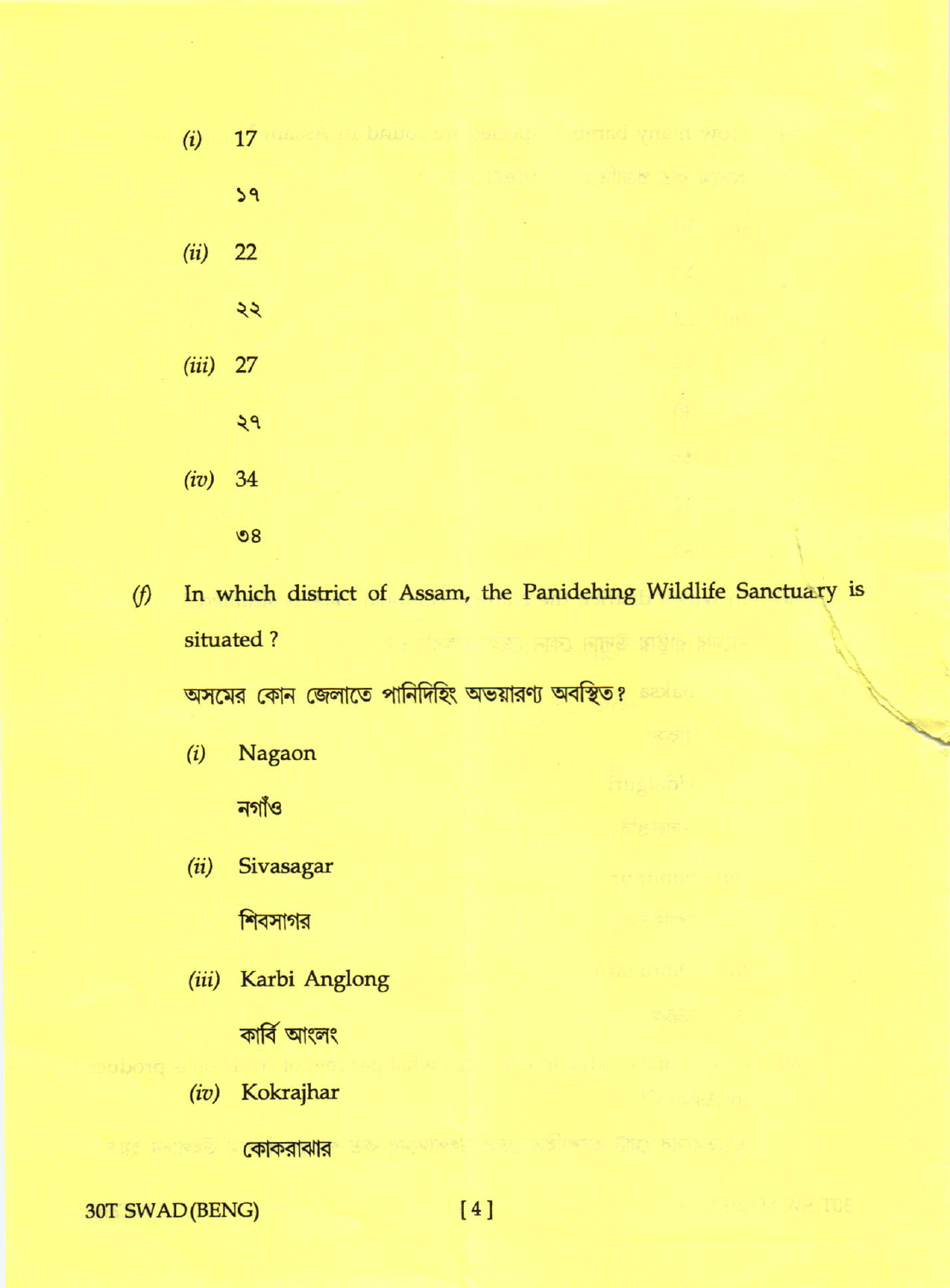(i) 17

১৭

(ii) 22

২২

(iii) 27

২৭

(iv) 34

৩৪

(f) In which district of Assam, the Panidehing Wildlife Sanctuary is situated ?

অসমের কোন জেলাতে পানিদিহিং অভয়ারণ্য অবস্থিত?

(i) Nagaon

নগাঁও

(ii) Sivasagar

শিবসাগর

(iii) Karbi Anglong

কার্বি আংলং

(iv) Kokrajhar

কোকরাঝার

30T SWAD(BENG)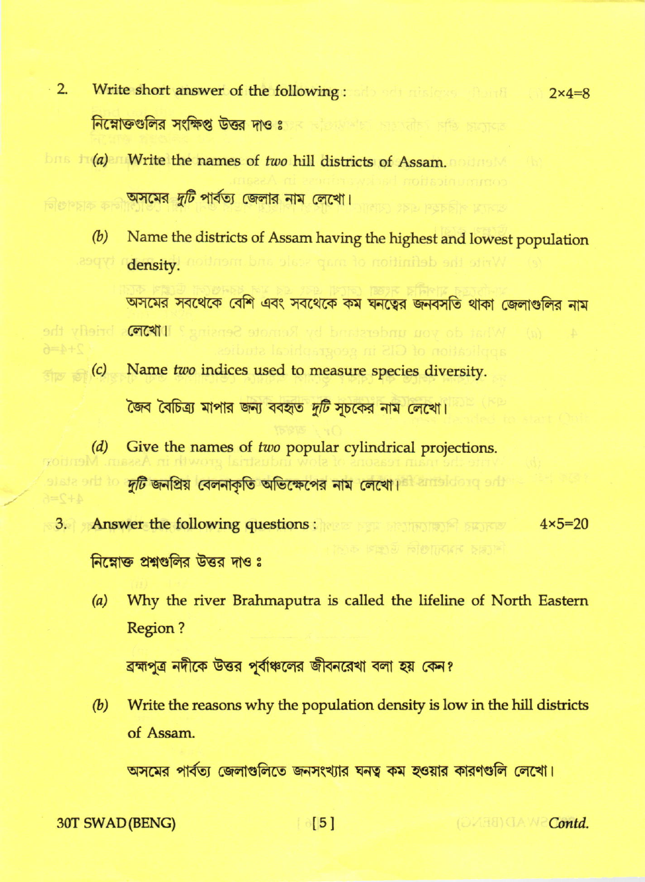2. Write short answer of the following : 2×4=8

নিম্নোক্তগুলির সংক্ষিপ্ত উত্তর দাও ঃ

(a) Write the names of *two* hill districts of Assam.

অসমের *দুটি* পার্বত্য জেলার নাম লেখো।

(b) Name the districts of Assam having the highest and lowest population density.

অসমের সবথেকে বেশি এবং সবথেকে কম ঘনত্বের জনবসতি থাকা জেলাগুলির নাম লেখো।

(c) Name *two* indices used to measure species diversity.

জৈব বৈচিত্র্য মাপার জন্য ব্যবহৃত *দুটি* সূচকের নাম লেখো।

(d) Give the names of *two* popular cylindrical projections.

*দুটি* জনপ্রিয় বেলনাকৃতি অভিক্ষেপের নাম লেখো।

3. Answer the following questions : 4×5=20

নিম্নোক্ত প্রশ্নগুলির উত্তর দাও ঃ

(a) Why the river Brahmaputra is called the lifeline of North Eastern Region?

ব্রহ্মপুত্র নদীকে উত্তর পূর্বাঞ্চলের জীবনরেখা বলা হয় কেন?

(b) Write the reasons why the population density is low in the hill districts of Assam.

অসমের পার্বত্য জেলাগুলিতে জনসংখ্যার ঘনত্ব কম হওয়ার কারণগুলি লেখো।

30T SWAD (BENG) Contd.